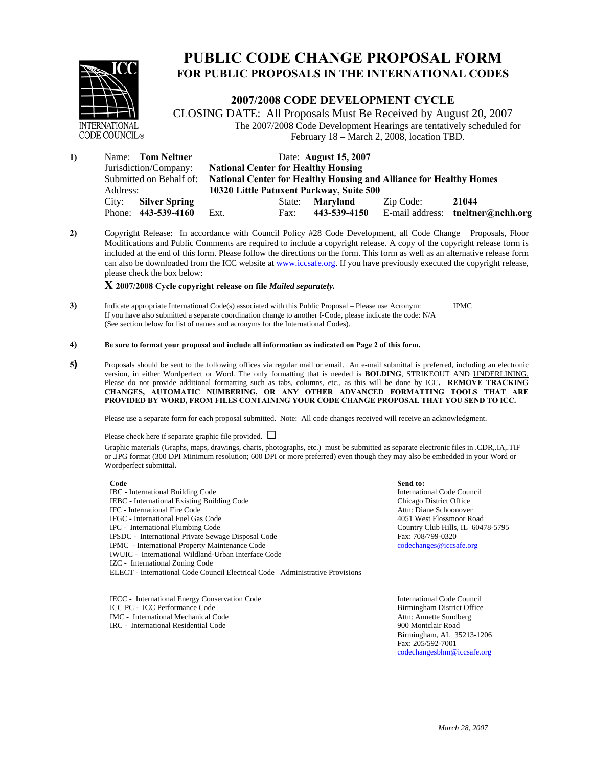INTERNATIONAL CODE COUNCIL®

# PUBLIC CODE CHANGE PROPOSAL FORM
## FOR PUBLIC PROPOSALS IN THE INTERNATIONAL CODES

### 2007/2008 CODE DEVELOPMENT CYCLE

CLOSING DATE: All Proposals Must Be Received by August 20, 2007

The 2007/2008 Code Development Hearings are tentatively scheduled for February 18 – March 2, 2008, location TBD.

**1)** Name: **Tom Neltner** Date: **August 15, 2007**

Jurisdiction/Company: **National Center for Healthy Housing**

Submitted on Behalf of: **National Center for Healthy Housing and Alliance for Healthy Homes**

Address: **10320 Little Patuxent Parkway, Suite 500**

City: **Silver Spring** State: **Maryland** Zip Code: **21044**

Phone: **443-539-4160** Ext. Fax: **443-539-4150** E-mail address: **tneltner@nchh.org**

**2)** Copyright Release: In accordance with Council Policy #28 Code Development, all Code Change Proposals, Floor Modifications and Public Comments are required to include a copyright release. A copy of the copyright release form is included at the end of this form. Please follow the directions on the form. This form as well as an alternative release form can also be downloaded from the ICC website at www.iccsafe.org. If you have previously executed the copyright release, please check the box below:

**X 2007/2008 Cycle copyright release on file *Mailed separately.***

**3)** Indicate appropriate International Code(s) associated with this Public Proposal – Please use Acronym: IPMC
If you have also submitted a separate coordination change to another I-Code, please indicate the code: N/A
(See section below for list of names and acronyms for the International Codes).

**4)** **Be sure to format your proposal and include all information as indicated on Page 2 of this form.**

**5)** Proposals should be sent to the following offices via regular mail or email. An e-mail submittal is preferred, including an electronic version, in either Wordperfect or Word. The only formatting that is needed is **BOLDING**, ~~STRIKEOUT~~ AND UNDERLINING. Please do not provide additional formatting such as tabs, columns, etc., as this will be done by ICC. **REMOVE TRACKING CHANGES, AUTOMATIC NUMBERING, OR ANY OTHER ADVANCED FORMATTING TOOLS THAT ARE PROVIDED BY WORD, FROM FILES CONTAINING YOUR CODE CHANGE PROPOSAL THAT YOU SEND TO ICC.**

Please use a separate form for each proposal submitted. Note: All code changes received will receive an acknowledgment.

Please check here if separate graphic file provided. ☐

Graphic materials (Graphs, maps, drawings, charts, photographs, etc.) must be submitted as separate electronic files in .CDR,.IA,.TIF or .JPG format (300 DPI Minimum resolution; 600 DPI or more preferred) even though they may also be embedded in your Word or Wordperfect submittal**.**

| **Code** | **Send to:** |
|---|---|
| IBC - International Building Code<br>IEBC - International Existing Building Code<br>IFC - International Fire Code<br>IFGC - International Fuel Gas Code<br>IPC - International Plumbing Code<br>IPSDC - International Private Sewage Disposal Code<br>IPMC - International Property Maintenance Code<br>IWUIC - International Wildland-Urban Interface Code<br>IZC - International Zoning Code<br>ELECT - International Code Council Electrical Code– Administrative Provisions | International Code Council<br>Chicago District Office<br>Attn: Diane Schoonover<br>4051 West Flossmoor Road<br>Country Club Hills, IL 60478-5795<br>Fax: 708/799-0320<br>codechanges@iccsafe.org |
| IECC - International Energy Conservation Code<br>ICC PC - ICC Performance Code<br>IMC - International Mechanical Code<br>IRC - International Residential Code | International Code Council<br>Birmingham District Office<br>Attn: Annette Sundberg<br>900 Montclair Road<br>Birmingham, AL 35213-1206<br>Fax: 205/592-7001<br>codechangesbhm@iccsafe.org |

*March 28, 2007*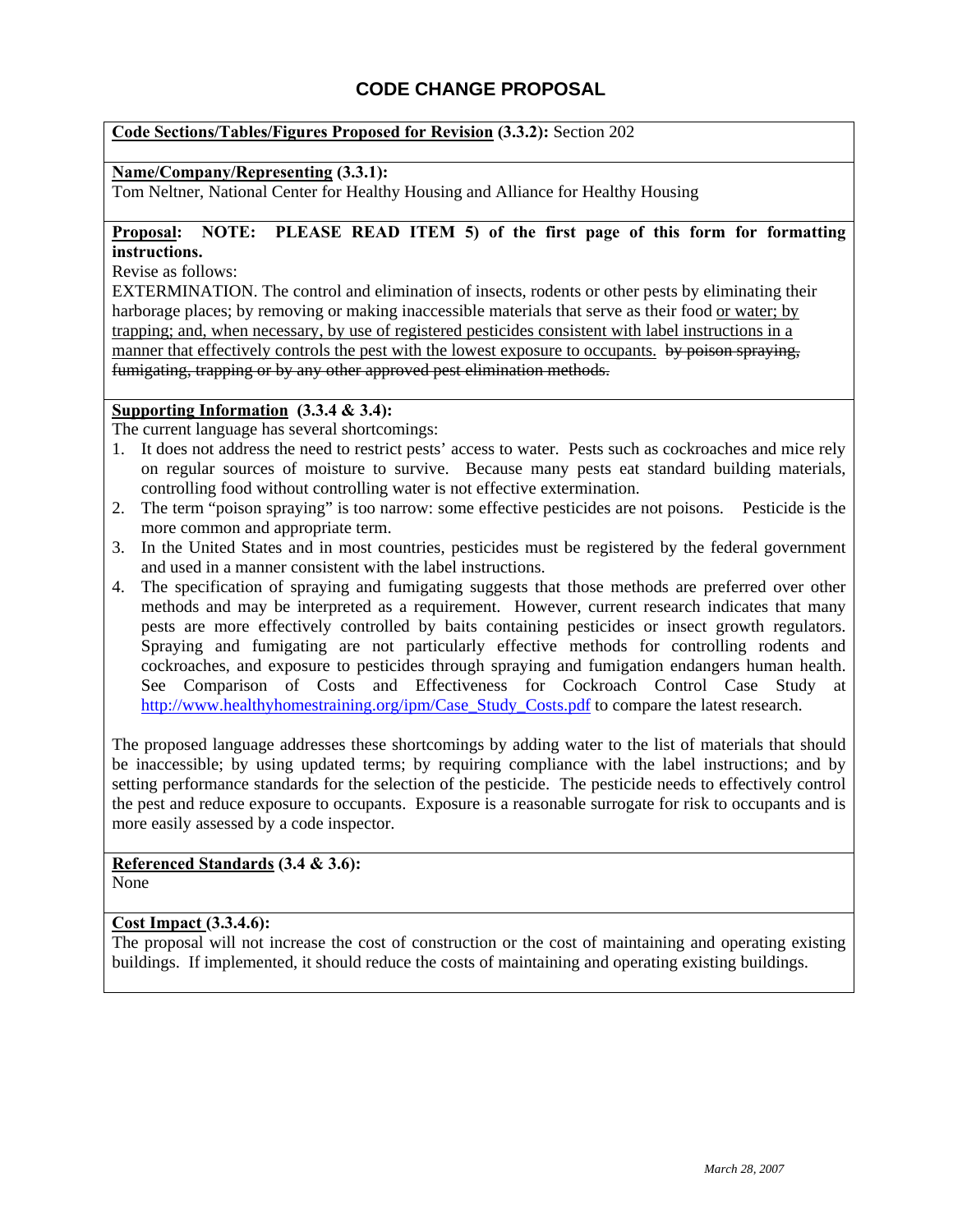## CODE CHANGE PROPOSAL

**Code Sections/Tables/Figures Proposed for Revision (3.3.2):** Section 202

**Name/Company/Representing (3.3.1):**
Tom Neltner, National Center for Healthy Housing and Alliance for Healthy Housing

**Proposal: NOTE: PLEASE READ ITEM 5) of the first page of this form for formatting instructions.**

Revise as follows:

EXTERMINATION. The control and elimination of insects, rodents or other pests by eliminating their harborage places; by removing or making inaccessible materials that serve as their food <u>or water; by trapping; and, when necessary, by use of registered pesticides consistent with label instructions in a manner that effectively controls the pest with the lowest exposure to occupants.</u> ~~by poison spraying, fumigating, trapping or by any other approved pest elimination methods.~~

**Supporting Information (3.3.4 & 3.4):**

The current language has several shortcomings:

1. It does not address the need to restrict pests' access to water. Pests such as cockroaches and mice rely on regular sources of moisture to survive. Because many pests eat standard building materials, controlling food without controlling water is not effective extermination.
2. The term "poison spraying" is too narrow: some effective pesticides are not poisons. Pesticide is the more common and appropriate term.
3. In the United States and in most countries, pesticides must be registered by the federal government and used in a manner consistent with the label instructions.
4. The specification of spraying and fumigating suggests that those methods are preferred over other methods and may be interpreted as a requirement. However, current research indicates that many pests are more effectively controlled by baits containing pesticides or insect growth regulators. Spraying and fumigating are not particularly effective methods for controlling rodents and cockroaches, and exposure to pesticides through spraying and fumigation endangers human health. See Comparison of Costs and Effectiveness for Cockroach Control Case Study at http://www.healthyhomestraining.org/ipm/Case_Study_Costs.pdf to compare the latest research.

The proposed language addresses these shortcomings by adding water to the list of materials that should be inaccessible; by using updated terms; by requiring compliance with the label instructions; and by setting performance standards for the selection of the pesticide. The pesticide needs to effectively control the pest and reduce exposure to occupants. Exposure is a reasonable surrogate for risk to occupants and is more easily assessed by a code inspector.

**Referenced Standards (3.4 & 3.6):**
None

**Cost Impact (3.3.4.6):**
The proposal will not increase the cost of construction or the cost of maintaining and operating existing buildings. If implemented, it should reduce the costs of maintaining and operating existing buildings.

*March 28, 2007*